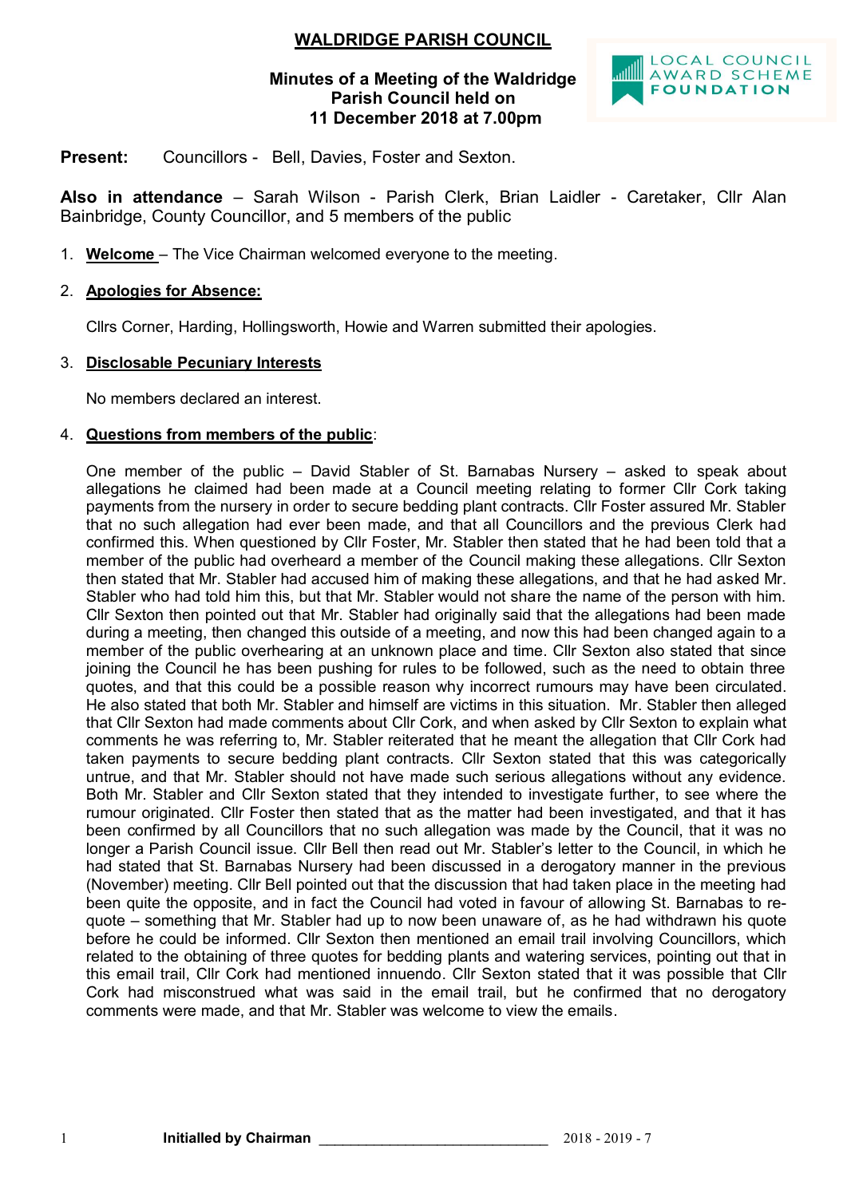# WALDRIDGE PARISH COUNCIL

**Minutes of a Meeting of the Waldridge Parish Council held on 11 December 2018 at 7.00pm**

LOCAL COUNCIL AWARD SCHEME FOUNDATION

**Present:** Councillors - Bell, Davies, Foster and Sexton.

**Also in attendance** – Sarah Wilson - Parish Clerk, Brian Laidler - Caretaker, Cllr Alan Bainbridge, County Councillor, and 5 members of the public

1. **Welcome** – The Vice Chairman welcomed everyone to the meeting.

2. **Apologies for Absence:**

   Cllrs Corner, Harding, Hollingsworth, Howie and Warren submitted their apologies.

3. **Disclosable Pecuniary Interests**

   No members declared an interest.

4. **Questions from members of the public**:

   One member of the public – David Stabler of St. Barnabas Nursery – asked to speak about allegations he claimed had been made at a Council meeting relating to former Cllr Cork taking payments from the nursery in order to secure bedding plant contracts. Cllr Foster assured Mr. Stabler that no such allegation had ever been made, and that all Councillors and the previous Clerk had confirmed this. When questioned by Cllr Foster, Mr. Stabler then stated that he had been told that a member of the public had overheard a member of the Council making these allegations. Cllr Sexton then stated that Mr. Stabler had accused him of making these allegations, and that he had asked Mr. Stabler who had told him this, but that Mr. Stabler would not share the name of the person with him. Cllr Sexton then pointed out that Mr. Stabler had originally said that the allegations had been made during a meeting, then changed this outside of a meeting, and now this had been changed again to a member of the public overhearing at an unknown place and time. Cllr Sexton also stated that since joining the Council he has been pushing for rules to be followed, such as the need to obtain three quotes, and that this could be a possible reason why incorrect rumours may have been circulated. He also stated that both Mr. Stabler and himself are victims in this situation. Mr. Stabler then alleged that Cllr Sexton had made comments about Cllr Cork, and when asked by Cllr Sexton to explain what comments he was referring to, Mr. Stabler reiterated that he meant the allegation that Cllr Cork had taken payments to secure bedding plant contracts. Cllr Sexton stated that this was categorically untrue, and that Mr. Stabler should not have made such serious allegations without any evidence. Both Mr. Stabler and Cllr Sexton stated that they intended to investigate further, to see where the rumour originated. Cllr Foster then stated that as the matter had been investigated, and that it has been confirmed by all Councillors that no such allegation was made by the Council, that it was no longer a Parish Council issue. Cllr Bell then read out Mr. Stabler's letter to the Council, in which he had stated that St. Barnabas Nursery had been discussed in a derogatory manner in the previous (November) meeting. Cllr Bell pointed out that the discussion that had taken place in the meeting had been quite the opposite, and in fact the Council had voted in favour of allowing St. Barnabas to re-quote – something that Mr. Stabler had up to now been unaware of, as he had withdrawn his quote before he could be informed. Cllr Sexton then mentioned an email trail involving Councillors, which related to the obtaining of three quotes for bedding plants and watering services, pointing out that in this email trail, Cllr Cork had mentioned innuendo. Cllr Sexton stated that it was possible that Cllr Cork had misconstrued what was said in the email trail, but he confirmed that no derogatory comments were made, and that Mr. Stabler was welcome to view the emails.

Initialled by Chairman ______________________________ 2018 - 2019 - 7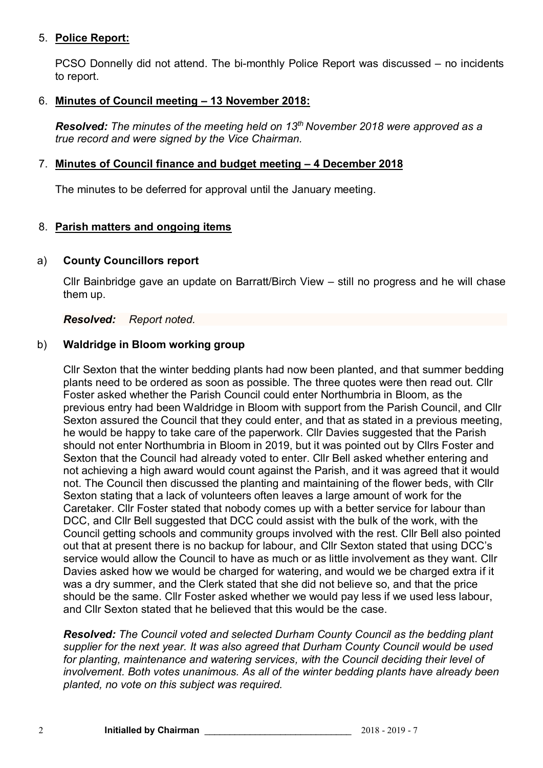## 5. **Police Report:**

PCSO Donnelly did not attend. The bi-monthly Police Report was discussed – no incidents to report.

## 6. **Minutes of Council meeting – 13 November 2018:**

***Resolved:*** *The minutes of the meeting held on 13th November 2018 were approved as a true record and were signed by the Vice Chairman.*

## 7. **Minutes of Council finance and budget meeting – 4 December 2018**

The minutes to be deferred for approval until the January meeting.

## 8. **Parish matters and ongoing items**

### a) **County Councillors report**

Cllr Bainbridge gave an update on Barratt/Birch View – still no progress and he will chase them up.

***Resolved:*** *Report noted.*

### b) **Waldridge in Bloom working group**

Cllr Sexton that the winter bedding plants had now been planted, and that summer bedding plants need to be ordered as soon as possible. The three quotes were then read out. Cllr Foster asked whether the Parish Council could enter Northumbria in Bloom, as the previous entry had been Waldridge in Bloom with support from the Parish Council, and Cllr Sexton assured the Council that they could enter, and that as stated in a previous meeting, he would be happy to take care of the paperwork. Cllr Davies suggested that the Parish should not enter Northumbria in Bloom in 2019, but it was pointed out by Cllrs Foster and Sexton that the Council had already voted to enter. Cllr Bell asked whether entering and not achieving a high award would count against the Parish, and it was agreed that it would not. The Council then discussed the planting and maintaining of the flower beds, with Cllr Sexton stating that a lack of volunteers often leaves a large amount of work for the Caretaker. Cllr Foster stated that nobody comes up with a better service for labour than DCC, and Cllr Bell suggested that DCC could assist with the bulk of the work, with the Council getting schools and community groups involved with the rest. Cllr Bell also pointed out that at present there is no backup for labour, and Cllr Sexton stated that using DCC's service would allow the Council to have as much or as little involvement as they want. Cllr Davies asked how we would be charged for watering, and would we be charged extra if it was a dry summer, and the Clerk stated that she did not believe so, and that the price should be the same. Cllr Foster asked whether we would pay less if we used less labour, and Cllr Sexton stated that he believed that this would be the case.

***Resolved:*** *The Council voted and selected Durham County Council as the bedding plant supplier for the next year. It was also agreed that Durham County Council would be used for planting, maintenance and watering services, with the Council deciding their level of involvement. Both votes unanimous. As all of the winter bedding plants have already been planted, no vote on this subject was required.*

**Initialled by Chairman** ____________________________ 2018 - 2019 - 7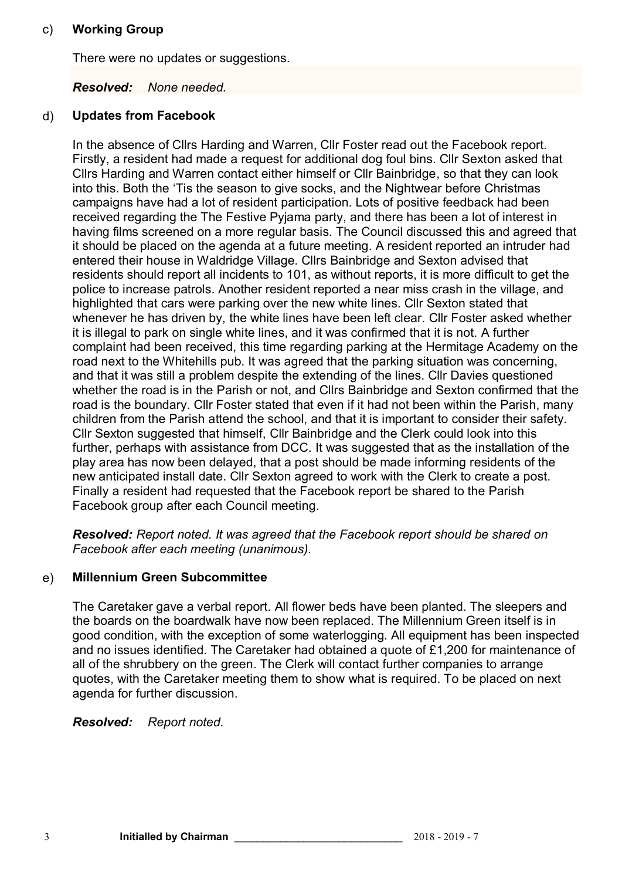c) **Working Group**

There were no updates or suggestions.

***Resolved:*** *None needed.*

d) **Updates from Facebook**

In the absence of Cllrs Harding and Warren, Cllr Foster read out the Facebook report. Firstly, a resident had made a request for additional dog foul bins. Cllr Sexton asked that Cllrs Harding and Warren contact either himself or Cllr Bainbridge, so that they can look into this. Both the 'Tis the season to give socks, and the Nightwear before Christmas campaigns have had a lot of resident participation. Lots of positive feedback had been received regarding the The Festive Pyjama party, and there has been a lot of interest in having films screened on a more regular basis. The Council discussed this and agreed that it should be placed on the agenda at a future meeting. A resident reported an intruder had entered their house in Waldridge Village. Cllrs Bainbridge and Sexton advised that residents should report all incidents to 101, as without reports, it is more difficult to get the police to increase patrols. Another resident reported a near miss crash in the village, and highlighted that cars were parking over the new white lines. Cllr Sexton stated that whenever he has driven by, the white lines have been left clear. Cllr Foster asked whether it is illegal to park on single white lines, and it was confirmed that it is not. A further complaint had been received, this time regarding parking at the Hermitage Academy on the road next to the Whitehills pub. It was agreed that the parking situation was concerning, and that it was still a problem despite the extending of the lines. Cllr Davies questioned whether the road is in the Parish or not, and Cllrs Bainbridge and Sexton confirmed that the road is the boundary. Cllr Foster stated that even if it had not been within the Parish, many children from the Parish attend the school, and that it is important to consider their safety. Cllr Sexton suggested that himself, Cllr Bainbridge and the Clerk could look into this further, perhaps with assistance from DCC. It was suggested that as the installation of the play area has now been delayed, that a post should be made informing residents of the new anticipated install date. Cllr Sexton agreed to work with the Clerk to create a post. Finally a resident had requested that the Facebook report be shared to the Parish Facebook group after each Council meeting.

***Resolved:*** *Report noted. It was agreed that the Facebook report should be shared on Facebook after each meeting (unanimous).*

e) **Millennium Green Subcommittee**

The Caretaker gave a verbal report. All flower beds have been planted. The sleepers and the boards on the boardwalk have now been replaced. The Millennium Green itself is in good condition, with the exception of some waterlogging. All equipment has been inspected and no issues identified. The Caretaker had obtained a quote of £1,200 for maintenance of all of the shrubbery on the green. The Clerk will contact further companies to arrange quotes, with the Caretaker meeting them to show what is required. To be placed on next agenda for further discussion.

***Resolved:*** *Report noted.*

**Initialled by Chairman** ______________________________ 2018 - 2019 - 7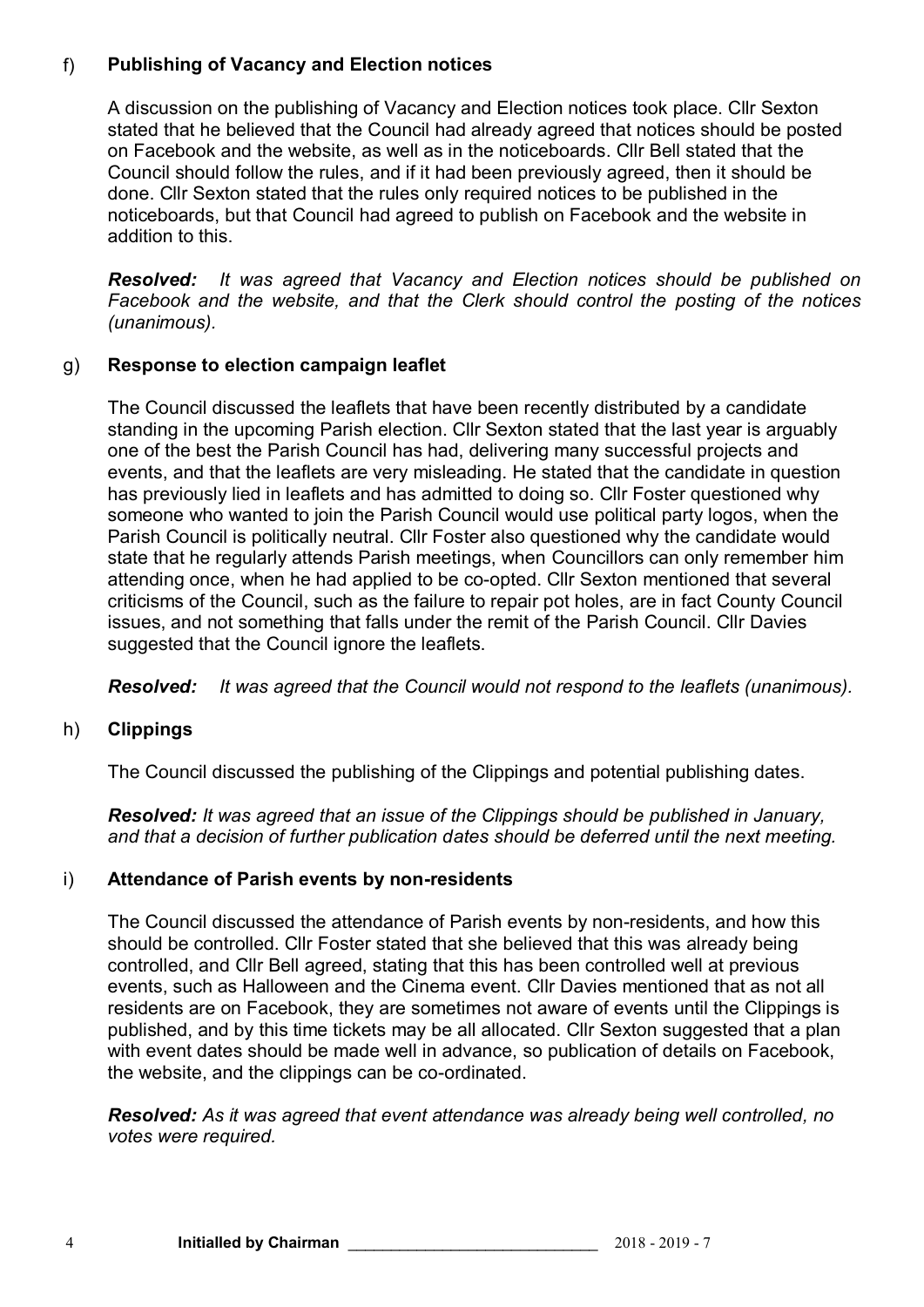### f) Publishing of Vacancy and Election notices

A discussion on the publishing of Vacancy and Election notices took place. Cllr Sexton stated that he believed that the Council had already agreed that notices should be posted on Facebook and the website, as well as in the noticeboards. Cllr Bell stated that the Council should follow the rules, and if it had been previously agreed, then it should be done. Cllr Sexton stated that the rules only required notices to be published in the noticeboards, but that Council had agreed to publish on Facebook and the website in addition to this.

***Resolved:*** *It was agreed that Vacancy and Election notices should be published on Facebook and the website, and that the Clerk should control the posting of the notices (unanimous).*

### g) Response to election campaign leaflet

The Council discussed the leaflets that have been recently distributed by a candidate standing in the upcoming Parish election. Cllr Sexton stated that the last year is arguably one of the best the Parish Council has had, delivering many successful projects and events, and that the leaflets are very misleading. He stated that the candidate in question has previously lied in leaflets and has admitted to doing so. Cllr Foster questioned why someone who wanted to join the Parish Council would use political party logos, when the Parish Council is politically neutral. Cllr Foster also questioned why the candidate would state that he regularly attends Parish meetings, when Councillors can only remember him attending once, when he had applied to be co-opted. Cllr Sexton mentioned that several criticisms of the Council, such as the failure to repair pot holes, are in fact County Council issues, and not something that falls under the remit of the Parish Council. Cllr Davies suggested that the Council ignore the leaflets.

***Resolved:*** *It was agreed that the Council would not respond to the leaflets (unanimous).*

### h) Clippings

The Council discussed the publishing of the Clippings and potential publishing dates.

***Resolved:*** *It was agreed that an issue of the Clippings should be published in January, and that a decision of further publication dates should be deferred until the next meeting.*

### i) Attendance of Parish events by non-residents

The Council discussed the attendance of Parish events by non-residents, and how this should be controlled. Cllr Foster stated that she believed that this was already being controlled, and Cllr Bell agreed, stating that this has been controlled well at previous events, such as Halloween and the Cinema event. Cllr Davies mentioned that as not all residents are on Facebook, they are sometimes not aware of events until the Clippings is published, and by this time tickets may be all allocated. Cllr Sexton suggested that a plan with event dates should be made well in advance, so publication of details on Facebook, the website, and the clippings can be co-ordinated.

***Resolved:*** *As it was agreed that event attendance was already being well controlled, no votes were required.*

**Initialled by Chairman** ______________________________ 2018 - 2019 - 7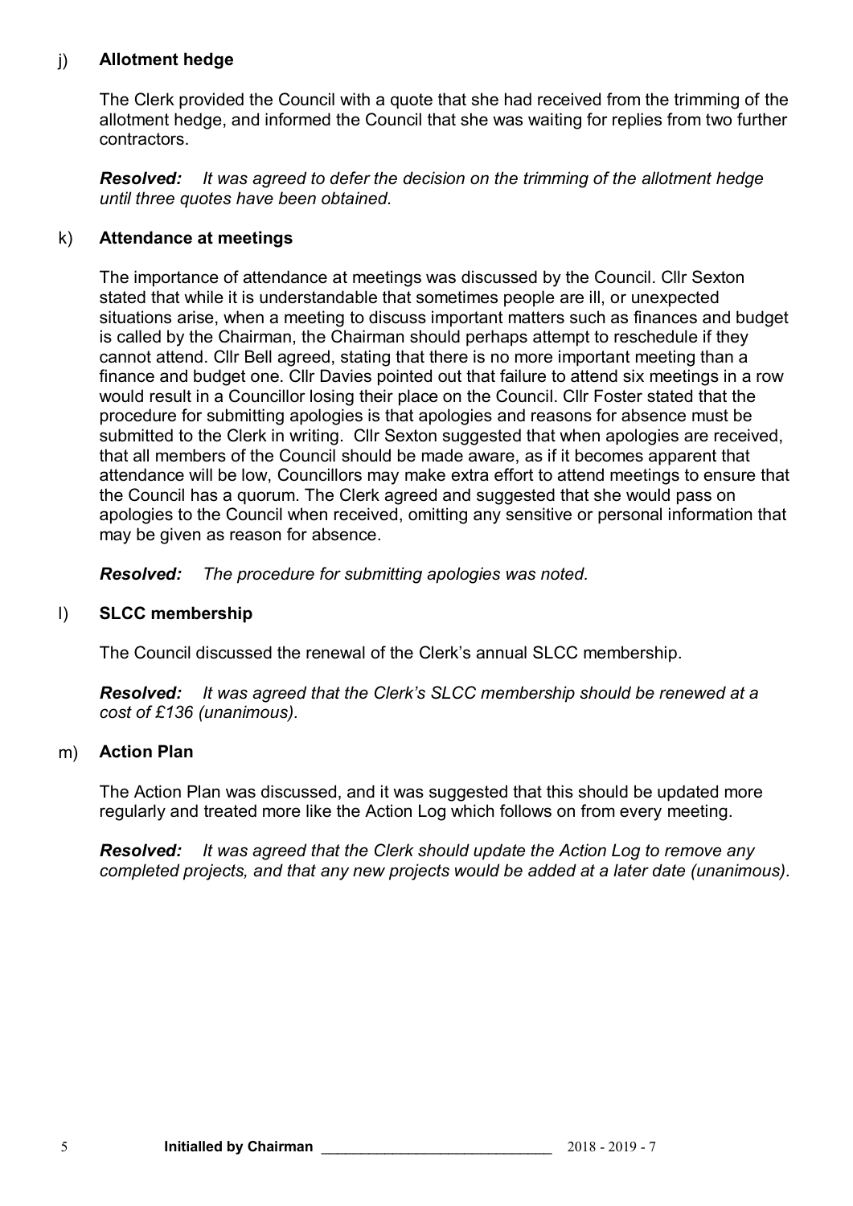### j) Allotment hedge

The Clerk provided the Council with a quote that she had received from the trimming of the allotment hedge, and informed the Council that she was waiting for replies from two further contractors.

***Resolved:*** *It was agreed to defer the decision on the trimming of the allotment hedge until three quotes have been obtained.*

### k) Attendance at meetings

The importance of attendance at meetings was discussed by the Council. Cllr Sexton stated that while it is understandable that sometimes people are ill, or unexpected situations arise, when a meeting to discuss important matters such as finances and budget is called by the Chairman, the Chairman should perhaps attempt to reschedule if they cannot attend. Cllr Bell agreed, stating that there is no more important meeting than a finance and budget one. Cllr Davies pointed out that failure to attend six meetings in a row would result in a Councillor losing their place on the Council. Cllr Foster stated that the procedure for submitting apologies is that apologies and reasons for absence must be submitted to the Clerk in writing. Cllr Sexton suggested that when apologies are received, that all members of the Council should be made aware, as if it becomes apparent that attendance will be low, Councillors may make extra effort to attend meetings to ensure that the Council has a quorum. The Clerk agreed and suggested that she would pass on apologies to the Council when received, omitting any sensitive or personal information that may be given as reason for absence.

***Resolved:*** *The procedure for submitting apologies was noted.*

### l) SLCC membership

The Council discussed the renewal of the Clerk's annual SLCC membership.

***Resolved:*** *It was agreed that the Clerk's SLCC membership should be renewed at a cost of £136 (unanimous).*

### m) Action Plan

The Action Plan was discussed, and it was suggested that this should be updated more regularly and treated more like the Action Log which follows on from every meeting.

***Resolved:*** *It was agreed that the Clerk should update the Action Log to remove any completed projects, and that any new projects would be added at a later date (unanimous).*

**Initialled by Chairman** ____________________________ 2018 - 2019 - 7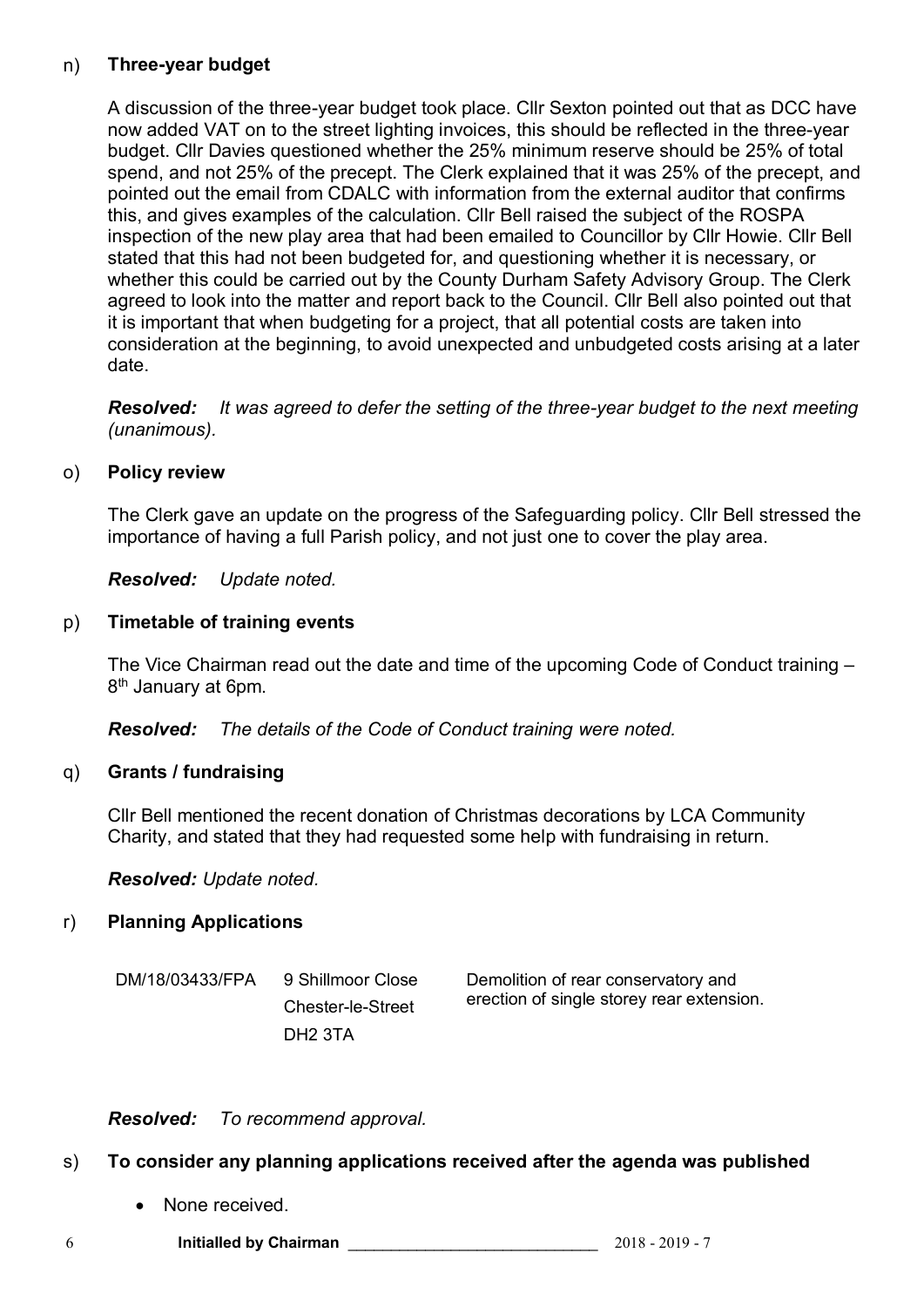n) **Three-year budget**

A discussion of the three-year budget took place. Cllr Sexton pointed out that as DCC have now added VAT on to the street lighting invoices, this should be reflected in the three-year budget. Cllr Davies questioned whether the 25% minimum reserve should be 25% of total spend, and not 25% of the precept. The Clerk explained that it was 25% of the precept, and pointed out the email from CDALC with information from the external auditor that confirms this, and gives examples of the calculation. Cllr Bell raised the subject of the ROSPA inspection of the new play area that had been emailed to Councillor by Cllr Howie. Cllr Bell stated that this had not been budgeted for, and questioning whether it is necessary, or whether this could be carried out by the County Durham Safety Advisory Group. The Clerk agreed to look into the matter and report back to the Council. Cllr Bell also pointed out that it is important that when budgeting for a project, that all potential costs are taken into consideration at the beginning, to avoid unexpected and unbudgeted costs arising at a later date.

***Resolved:*** *It was agreed to defer the setting of the three-year budget to the next meeting (unanimous).*

o) **Policy review**

The Clerk gave an update on the progress of the Safeguarding policy. Cllr Bell stressed the importance of having a full Parish policy, and not just one to cover the play area.

***Resolved:*** *Update noted.*

p) **Timetable of training events**

The Vice Chairman read out the date and time of the upcoming Code of Conduct training – 8th January at 6pm.

***Resolved:*** *The details of the Code of Conduct training were noted.*

q) **Grants / fundraising**

Cllr Bell mentioned the recent donation of Christmas decorations by LCA Community Charity, and stated that they had requested some help with fundraising in return.

***Resolved:*** *Update noted.*

r) **Planning Applications**

| | | |
|---|---|---|
| DM/18/03433/FPA | 9 Shillmoor Close<br>Chester-le-Street<br>DH2 3TA | Demolition of rear conservatory and erection of single storey rear extension. |

***Resolved:*** *To recommend approval.*

s) **To consider any planning applications received after the agenda was published**

- None received.

**Initialled by Chairman** \_\_\_\_\_\_\_\_\_\_\_\_\_\_\_\_\_\_\_\_\_\_\_\_\_\_\_\_\_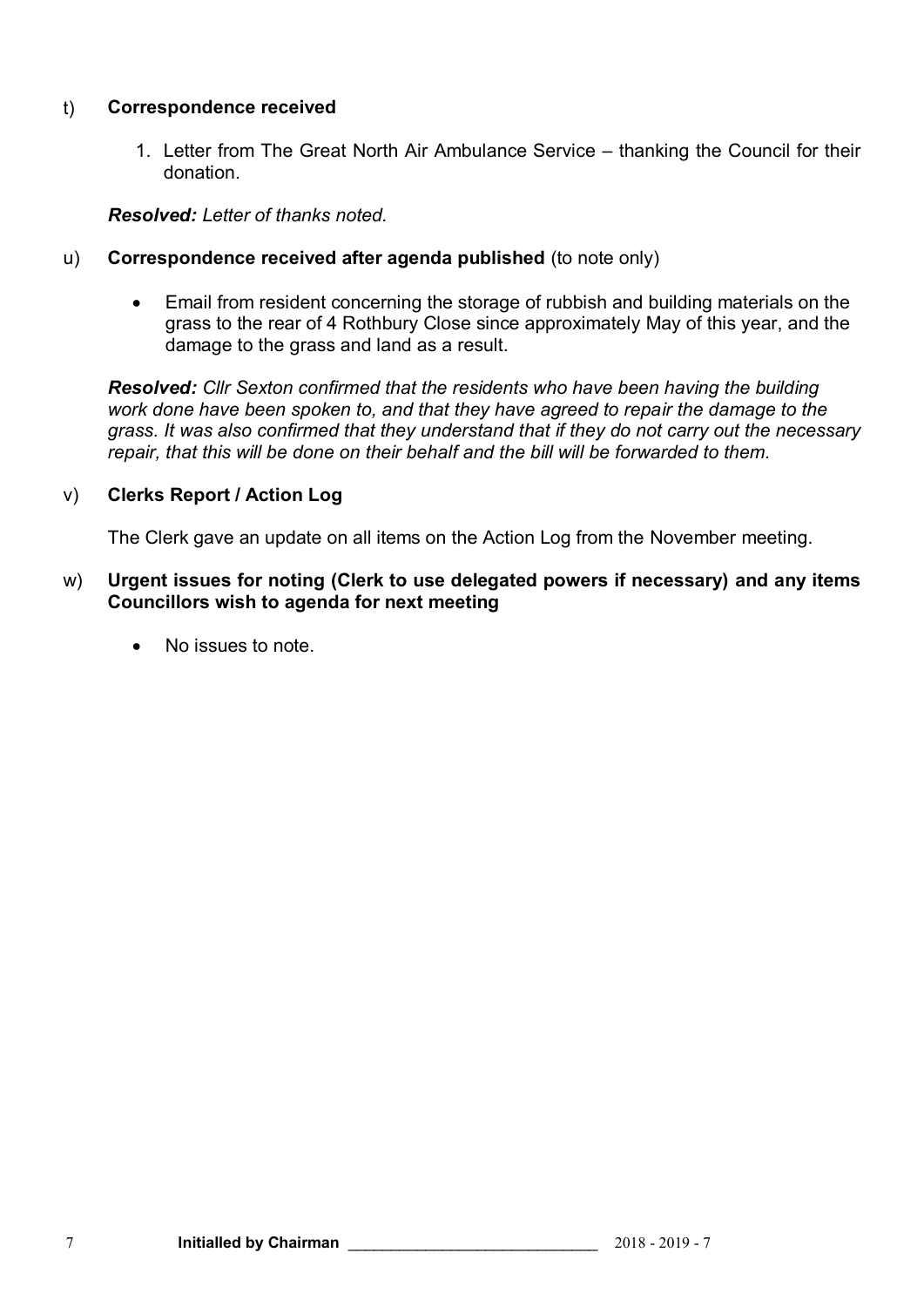t) **Correspondence received**

1. Letter from The Great North Air Ambulance Service – thanking the Council for their donation.

***Resolved:*** *Letter of thanks noted.*

u) **Correspondence received after agenda published** (to note only)

- Email from resident concerning the storage of rubbish and building materials on the grass to the rear of 4 Rothbury Close since approximately May of this year, and the damage to the grass and land as a result.

***Resolved:*** *Cllr Sexton confirmed that the residents who have been having the building work done have been spoken to, and that they have agreed to repair the damage to the grass. It was also confirmed that they understand that if they do not carry out the necessary repair, that this will be done on their behalf and the bill will be forwarded to them.*

v) **Clerks Report / Action Log**

The Clerk gave an update on all items on the Action Log from the November meeting.

w) **Urgent issues for noting (Clerk to use delegated powers if necessary) and any items Councillors wish to agenda for next meeting**

- No issues to note.

**Initialled by Chairman** _____________________________ 2018 - 2019 - 7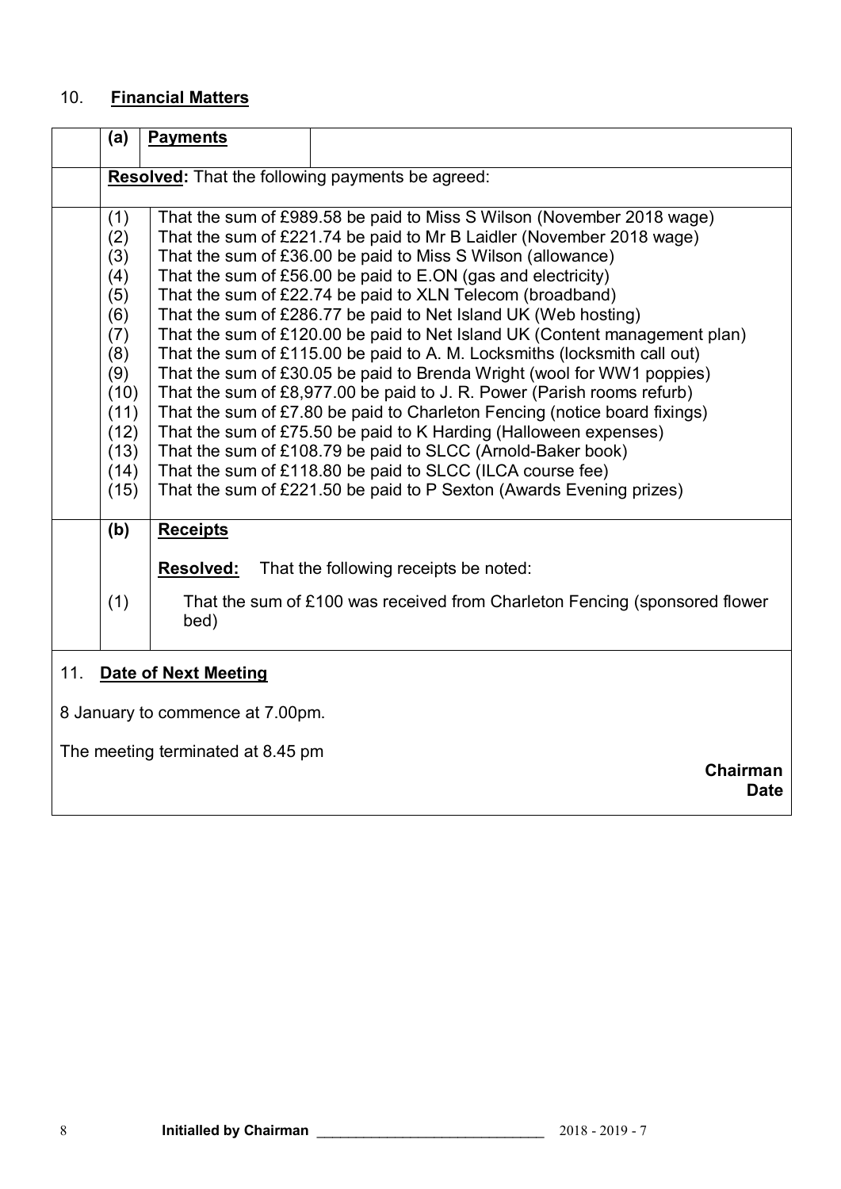## 10. **Financial Matters**

### (a) **Payments**

**Resolved:** That the following payments be agreed:

| | |
|---|---|
| (1) | That the sum of £989.58 be paid to Miss S Wilson (November 2018 wage) |
| (2) | That the sum of £221.74 be paid to Mr B Laidler (November 2018 wage) |
| (3) | That the sum of £36.00 be paid to Miss S Wilson (allowance) |
| (4) | That the sum of £56.00 be paid to E.ON (gas and electricity) |
| (5) | That the sum of £22.74 be paid to XLN Telecom (broadband) |
| (6) | That the sum of £286.77 be paid to Net Island UK (Web hosting) |
| (7) | That the sum of £120.00 be paid to Net Island UK (Content management plan) |
| (8) | That the sum of £115.00 be paid to A. M. Locksmiths (locksmith call out) |
| (9) | That the sum of £30.05 be paid to Brenda Wright (wool for WW1 poppies) |
| (10) | That the sum of £8,977.00 be paid to J. R. Power (Parish rooms refurb) |
| (11) | That the sum of £7.80 be paid to Charleton Fencing (notice board fixings) |
| (12) | That the sum of £75.50 be paid to K Harding (Halloween expenses) |
| (13) | That the sum of £108.79 be paid to SLCC (Arnold-Baker book) |
| (14) | That the sum of £118.80 be paid to SLCC (ILCA course fee) |
| (15) | That the sum of £221.50 be paid to P Sexton (Awards Evening prizes) |

### (b) **Receipts**

**Resolved:** That the following receipts be noted:

(1) That the sum of £100 was received from Charleton Fencing (sponsored flower bed)

## 11. **Date of Next Meeting**

8 January to commence at 7.00pm.

The meeting terminated at 8.45 pm

**Chairman**

**Date**

**Initialled by Chairman** ______________________________ 2018 - 2019 - 7